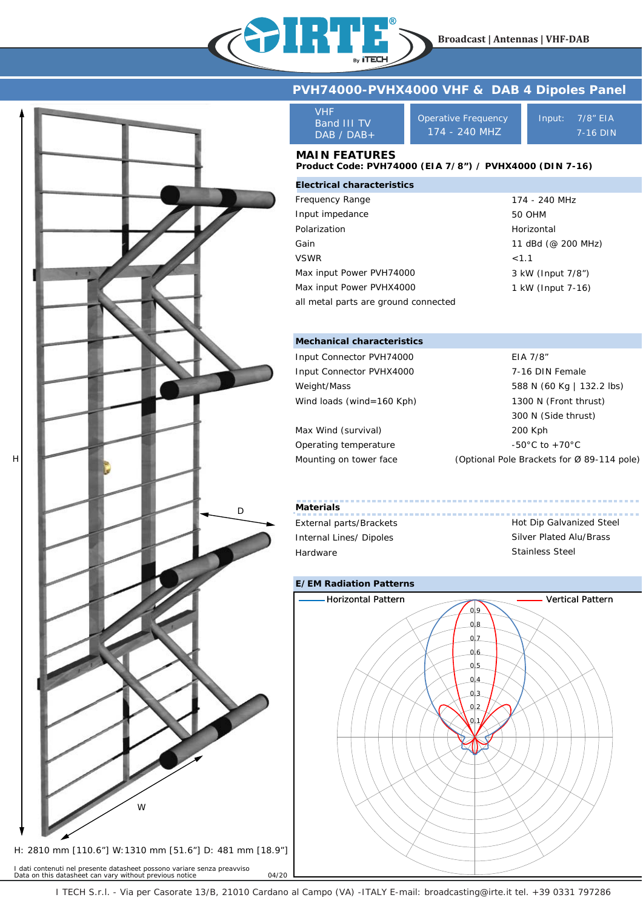Broadcast | Antennas | VHF-DAB

# PVH74000-PVHX4000 VHF & DAB 4 Dipoles Panel

| VHF Band III TV DAB / DAB+ | Operative Frequency 174 - 240 MHZ | Input: 7/8” EIA 7-16 DIN |
|---|---|---|

## MAIN FEATURES

**Product Code: PVH74000 (EIA 7/8”) / PVHX4000 (DIN 7-16)**

### Electrical characteristics

| | |
|---|---|
| Frequency Range | 174 - 240 MHz |
| Input impedance | 50 OHM |
| Polarization | Horizontal |
| Gain | 11 dBd (@ 200 MHz) |
| VSWR | <1.1 |
| Max input Power PVH74000 | 3 kW (Input 7/8”) |
| Max input Power PVHX4000 | 1 kW (Input 7-16) |
| all metal parts are ground connected | |

### Mechanical characteristics

| | |
|---|---|
| Input Connector PVH74000 | EIA 7/8” |
| Input Connector PVHX4000 | 7-16 DIN Female |
| Weight/Mass | 588 N (60 Kg \| 132.2 lbs) |
| Wind loads (wind=160 Kph) | 1300 N (Front thrust) |
| | 300 N (Side thrust) |
| Max Wind (survival) | 200 Kph |
| Operating temperature | -50°C to +70°C |
| Mounting on tower face | (Optional Pole Brackets for Ø 89-114 pole) |

### Materials

| | |
|---|---|
| External parts/Brackets | Hot Dip Galvanized Steel |
| Internal Lines/ Dipoles | Silver Plated Alu/Brass |
| Hardware | Stainless Steel |

### E/EM Radiation Patterns

Horizontal Pattern — Vertical Pattern

H: 2810 mm [110.6”] W:1310 mm [51.6”] D: 481 mm [18.9”]

I dati contenuti nel presente datasheet possono variare senza preavviso
Data on this datasheet can vary without previous notice 04/20

I TECH S.r.l. - Via per Casorate 13/B, 21010 Cardano al Campo (VA) -ITALY E-mail: broadcasting@irte.it tel. +39 0331 797286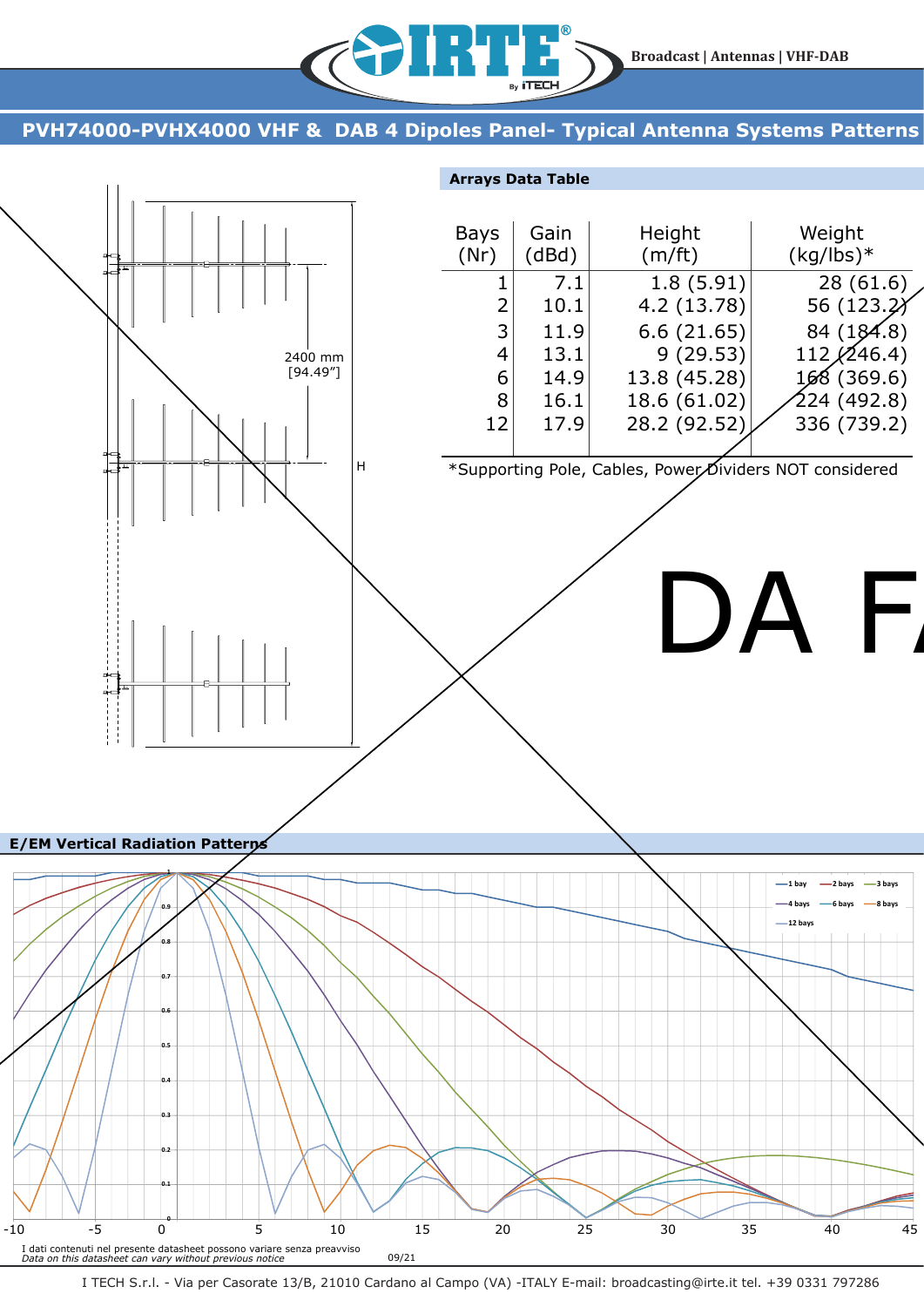Broadcast | Antennas | VHF-DAB

# PVH74000-PVHX4000 VHF & DAB 4 Dipoles Panel- Typical Antenna Systems Patterns

2400 mm
[94.49”]

H

## Arrays Data Table

| Bays (Nr) | Gain (dBd) | Height (m/ft) | Weight (kg/lbs)* |
|---|---|---|---|
| 1 | 7.1 | 1.8 (5.91) | 28 (61.6) |
| 2 | 10.1 | 4.2 (13.78) | 56 (123.2) |
| 3 | 11.9 | 6.6 (21.65) | 84 (184.8) |
| 4 | 13.1 | 9 (29.53) | 112 (246.4) |
| 6 | 14.9 | 13.8 (45.28) | 168 (369.6) |
| 8 | 16.1 | 18.6 (61.02) | 224 (492.8) |
| 12 | 17.9 | 28.2 (92.52) | 336 (739.2) |

*Supporting Pole, Cables, Power Dividers NOT considered

DA FA

## E/EM Vertical Radiation Patterns

1 bay
2 bays
3 bays
4 bays
6 bays
8 bays
12 bays

1
0.9
0.8
0.7
0.6
0.5
0.4
0.3
0.2
0.1
0

-10 -5 0 5 10 15 20 25 30 35 40 45

I dati contenuti nel presente datasheet possono variare senza preavviso
*Data on this datasheet can vary without previous notice*

09/21

I TECH S.r.l. - Via per Casorate 13/B, 21010 Cardano al Campo (VA) -ITALY E-mail: broadcasting@irte.it tel. +39 0331 797286